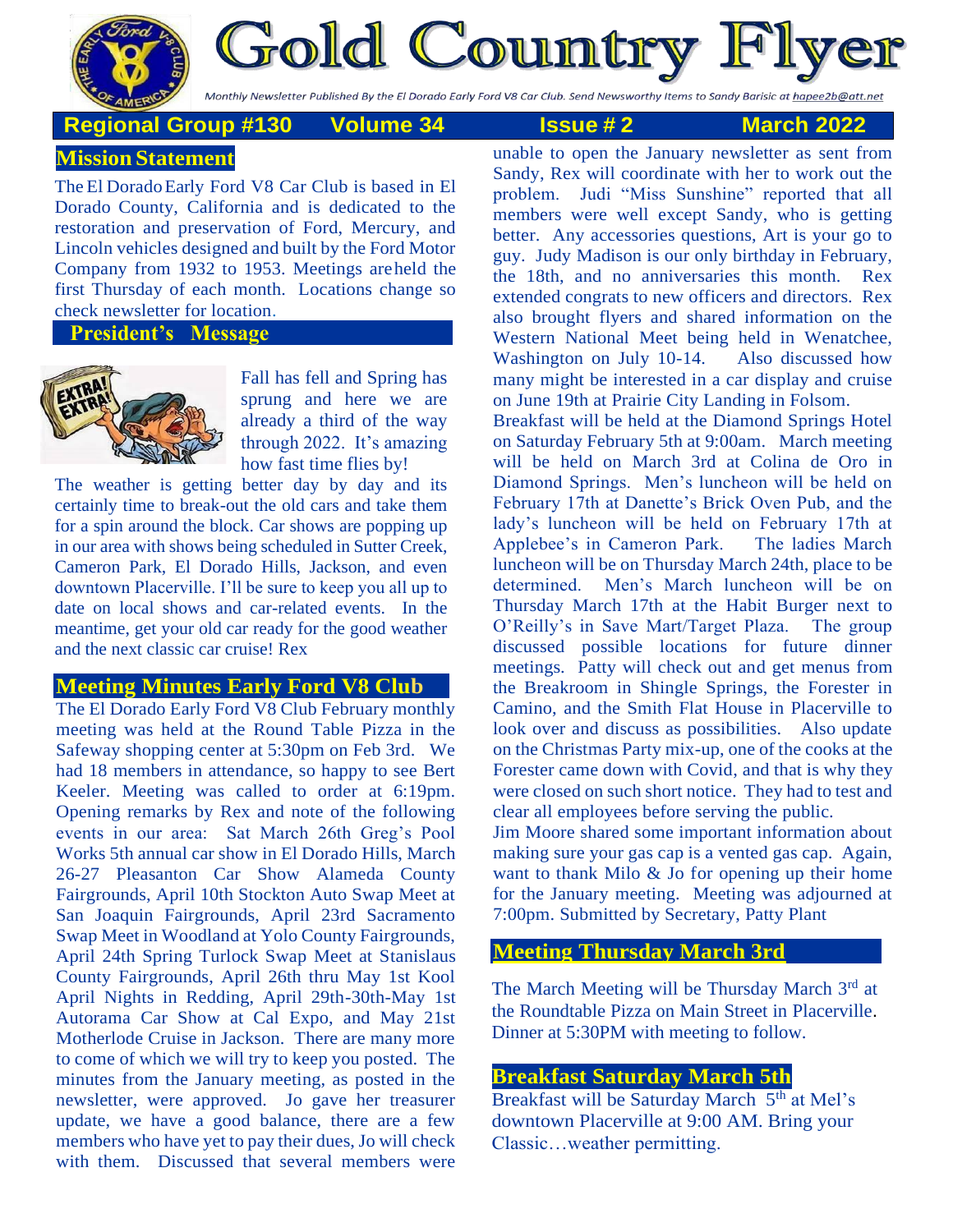# Gold Country Flyer

Monthly Newsletter Published By the El Dorado Early Ford V8 Car Club. Send Newsworthy Items to Sandy Barisic at hapee2b@att.net

**Regional Group #130 Volume 34 Issue # 2 March 2022**

## Mission Statement

The El Dorado Early Ford V8 Car Club is based in El Dorado County, California and is dedicated to the restoration and preservation of Ford, Mercury, and Lincoln vehicles designed and built by the Ford Motor Company from 1932 to 1953. Meetings are held the first Thursday of each month. Locations change so check newsletter for location.

## President's Message

Fall has fell and Spring has sprung and here we are already a third of the way through 2022. It's amazing how fast time flies by!

The weather is getting better day by day and its certainly time to break-out the old cars and take them for a spin around the block. Car shows are popping up in our area with shows being scheduled in Sutter Creek, Cameron Park, El Dorado Hills, Jackson, and even downtown Placerville. I'll be sure to keep you all up to date on local shows and car-related events. In the meantime, get your old car ready for the good weather and the next classic car cruise! Rex

## Meeting Minutes Early Ford V8 Club

The El Dorado Early Ford V8 Club February monthly meeting was held at the Round Table Pizza in the Safeway shopping center at 5:30pm on Feb 3rd. We had 18 members in attendance, so happy to see Bert Keeler. Meeting was called to order at 6:19pm. Opening remarks by Rex and note of the following events in our area: Sat March 26th Greg's Pool Works 5th annual car show in El Dorado Hills, March 26-27 Pleasanton Car Show Alameda County Fairgrounds, April 10th Stockton Auto Swap Meet at San Joaquin Fairgrounds, April 23rd Sacramento Swap Meet in Woodland at Yolo County Fairgrounds, April 24th Spring Turlock Swap Meet at Stanislaus County Fairgrounds, April 26th thru May 1st Kool April Nights in Redding, April 29th-30th-May 1st Autorama Car Show at Cal Expo, and May 21st Motherlode Cruise in Jackson. There are many more to come of which we will try to keep you posted. The minutes from the January meeting, as posted in the newsletter, were approved. Jo gave her treasurer update, we have a good balance, there are a few members who have yet to pay their dues, Jo will check with them. Discussed that several members were unable to open the January newsletter as sent from Sandy, Rex will coordinate with her to work out the problem. Judi "Miss Sunshine" reported that all members were well except Sandy, who is getting better. Any accessories questions, Art is your go to guy. Judy Madison is our only birthday in February, the 18th, and no anniversaries this month. Rex extended congrats to new officers and directors. Rex also brought flyers and shared information on the Western National Meet being held in Wenatchee, Washington on July 10-14. Also discussed how many might be interested in a car display and cruise on June 19th at Prairie City Landing in Folsom.

Breakfast will be held at the Diamond Springs Hotel on Saturday February 5th at 9:00am. March meeting will be held on March 3rd at Colina de Oro in Diamond Springs. Men's luncheon will be held on February 17th at Danette's Brick Oven Pub, and the lady's luncheon will be held on February 17th at Applebee's in Cameron Park. The ladies March luncheon will be on Thursday March 24th, place to be determined. Men's March luncheon will be on Thursday March 17th at the Habit Burger next to O'Reilly's in Save Mart/Target Plaza. The group discussed possible locations for future dinner meetings. Patty will check out and get menus from the Breakroom in Shingle Springs, the Forester in Camino, and the Smith Flat House in Placerville to look over and discuss as possibilities. Also update on the Christmas Party mix-up, one of the cooks at the Forester came down with Covid, and that is why they were closed on such short notice. They had to test and clear all employees before serving the public.

Jim Moore shared some important information about making sure your gas cap is a vented gas cap. Again, want to thank Milo & Jo for opening up their home for the January meeting. Meeting was adjourned at 7:00pm. Submitted by Secretary, Patty Plant

## Meeting Thursday March 3rd

The March Meeting will be Thursday March 3rd at the Roundtable Pizza on Main Street in Placerville. Dinner at 5:30PM with meeting to follow.

## Breakfast Saturday March 5th

Breakfast will be Saturday March 5th at Mel's downtown Placerville at 9:00 AM. Bring your Classic…weather permitting.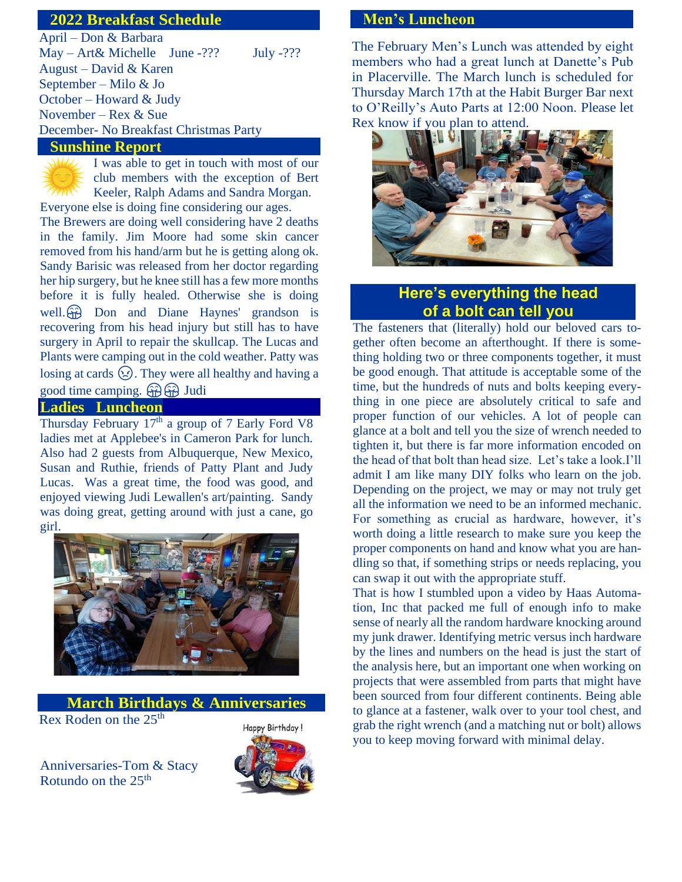## 2022 Breakfast Schedule

April – Don & Barbara
May – Art& Michelle June -??? July -???
August – David & Karen
September – Milo & Jo
October – Howard & Judy
November – Rex & Sue
December- No Breakfast Christmas Party

## Sunshine Report

I was able to get in touch with most of our club members with the exception of Bert Keeler, Ralph Adams and Sandra Morgan. Everyone else is doing fine considering our ages. The Brewers are doing well considering have 2 deaths in the family. Jim Moore had some skin cancer removed from his hand/arm but he is getting along ok. Sandy Barisic was released from her doctor regarding her hip surgery, but he knee still has a few more months before it is fully healed. Otherwise she is doing well.😁 Don and Diane Haynes' grandson is recovering from his head injury but still has to have surgery in April to repair the skullcap. The Lucas and Plants were camping out in the cold weather. Patty was losing at cards ☹. They were all healthy and having a good time camping. 😁😁 Judi

## Ladies Luncheon

Thursday February 17th a group of 7 Early Ford V8 ladies met at Applebee's in Cameron Park for lunch. Also had 2 guests from Albuquerque, New Mexico, Susan and Ruthie, friends of Patty Plant and Judy Lucas. Was a great time, the food was good, and enjoyed viewing Judi Lewallen's art/painting. Sandy was doing great, getting around with just a cane, go girl.

## March Birthdays & Anniversaries

Rex Roden on the 25th

Anniversaries-Tom & Stacy Rotundo on the 25th

Happy Birthday!

## Men's Luncheon

The February Men's Lunch was attended by eight members who had a great lunch at Danette's Pub in Placerville. The March lunch is scheduled for Thursday March 17th at the Habit Burger Bar next to O'Reilly's Auto Parts at 12:00 Noon. Please let Rex know if you plan to attend.

## Here's everything the head of a bolt can tell you

The fasteners that (literally) hold our beloved cars together often become an afterthought. If there is something holding two or three components together, it must be good enough. That attitude is acceptable some of the time, but the hundreds of nuts and bolts keeping everything in one piece are absolutely critical to safe and proper function of our vehicles. A lot of people can glance at a bolt and tell you the size of wrench needed to tighten it, but there is far more information encoded on the head of that bolt than head size. Let's take a look.I'll admit I am like many DIY folks who learn on the job. Depending on the project, we may or may not truly get all the information we need to be an informed mechanic. For something as crucial as hardware, however, it's worth doing a little research to make sure you keep the proper components on hand and know what you are handling so that, if something strips or needs replacing, you can swap it out with the appropriate stuff.

That is how I stumbled upon a video by Haas Automation, Inc that packed me full of enough info to make sense of nearly all the random hardware knocking around my junk drawer. Identifying metric versus inch hardware by the lines and numbers on the head is just the start of the analysis here, but an important one when working on projects that were assembled from parts that might have been sourced from four different continents. Being able to glance at a fastener, walk over to your tool chest, and grab the right wrench (and a matching nut or bolt) allows you to keep moving forward with minimal delay.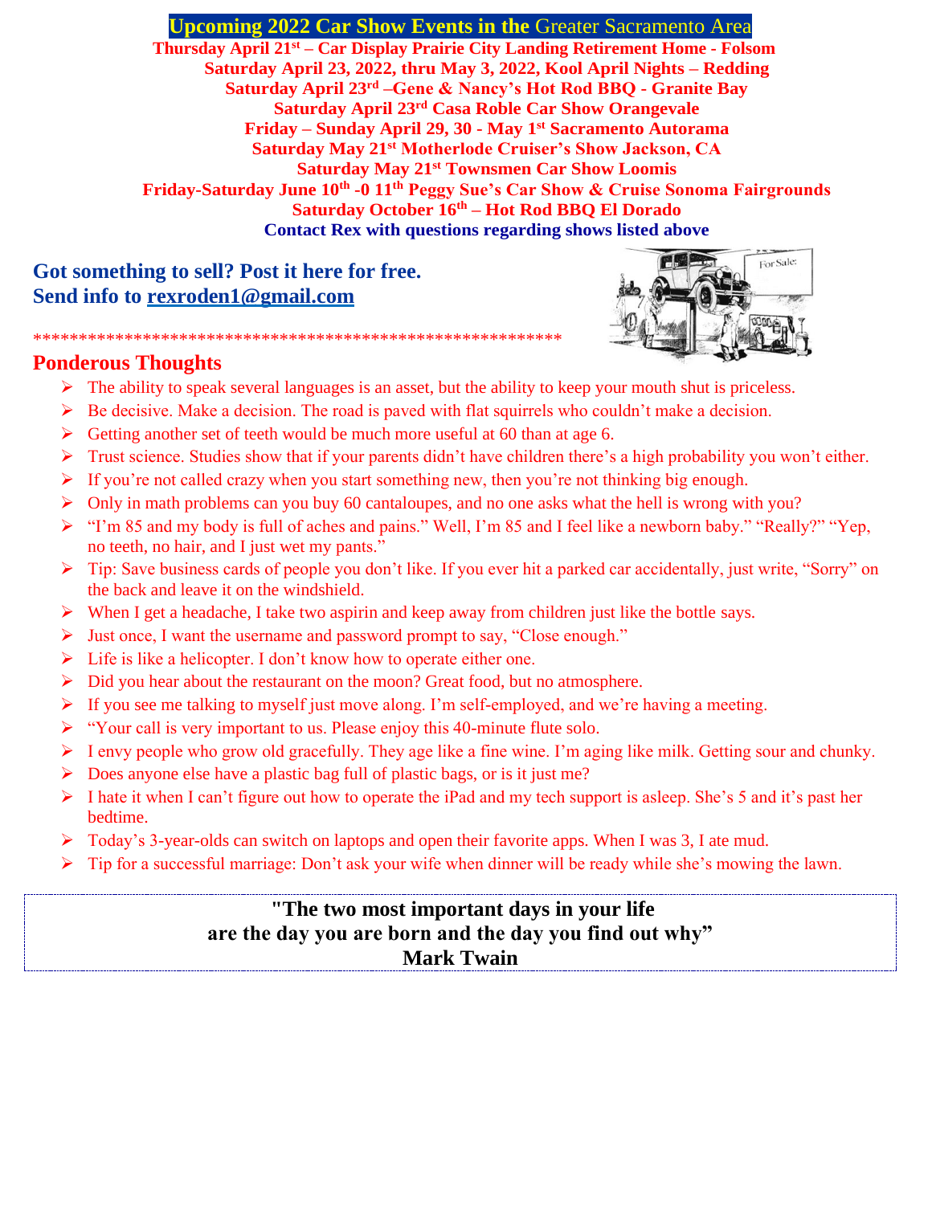## Upcoming 2022 Car Show Events in the Greater Sacramento Area

**Thursday April 21st – Car Display Prairie City Landing Retirement Home - Folsom**
**Saturday April 23, 2022, thru May 3, 2022, Kool April Nights – Redding**
**Saturday April 23rd –Gene & Nancy's Hot Rod BBQ - Granite Bay**
**Saturday April 23rd Casa Roble Car Show Orangevale**
**Friday – Sunday April 29, 30 - May 1st Sacramento Autorama**
**Saturday May 21st Motherlode Cruiser's Show Jackson, CA**
**Saturday May 21st Townsmen Car Show Loomis**
**Friday-Saturday June 10th -0 11th Peggy Sue's Car Show & Cruise Sonoma Fairgrounds**
**Saturday October 16th – Hot Rod BBQ El Dorado**
**Contact Rex with questions regarding shows listed above**

**Got something to sell? Post it here for free.**
**Send info to rexroden1@gmail.com**

***********************************************************

## Ponderous Thoughts

- The ability to speak several languages is an asset, but the ability to keep your mouth shut is priceless.
- Be decisive. Make a decision. The road is paved with flat squirrels who couldn't make a decision.
- Getting another set of teeth would be much more useful at 60 than at age 6.
- Trust science. Studies show that if your parents didn't have children there's a high probability you won't either.
- If you're not called crazy when you start something new, then you're not thinking big enough.
- Only in math problems can you buy 60 cantaloupes, and no one asks what the hell is wrong with you?
- "I'm 85 and my body is full of aches and pains." Well, I'm 85 and I feel like a newborn baby." "Really?" "Yep, no teeth, no hair, and I just wet my pants."
- Tip: Save business cards of people you don't like. If you ever hit a parked car accidentally, just write, "Sorry" on the back and leave it on the windshield.
- When I get a headache, I take two aspirin and keep away from children just like the bottle says.
- Just once, I want the username and password prompt to say, "Close enough."
- Life is like a helicopter. I don't know how to operate either one.
- Did you hear about the restaurant on the moon? Great food, but no atmosphere.
- If you see me talking to myself just move along. I'm self-employed, and we're having a meeting.
- "Your call is very important to us. Please enjoy this 40-minute flute solo.
- I envy people who grow old gracefully. They age like a fine wine. I'm aging like milk. Getting sour and chunky.
- Does anyone else have a plastic bag full of plastic bags, or is it just me?
- I hate it when I can't figure out how to operate the iPad and my tech support is asleep. She's 5 and it's past her bedtime.
- Today's 3-year-olds can switch on laptops and open their favorite apps. When I was 3, I ate mud.
- Tip for a successful marriage: Don't ask your wife when dinner will be ready while she's mowing the lawn.

**"The two most important days in your life**
**are the day you are born and the day you find out why"**
**Mark Twain**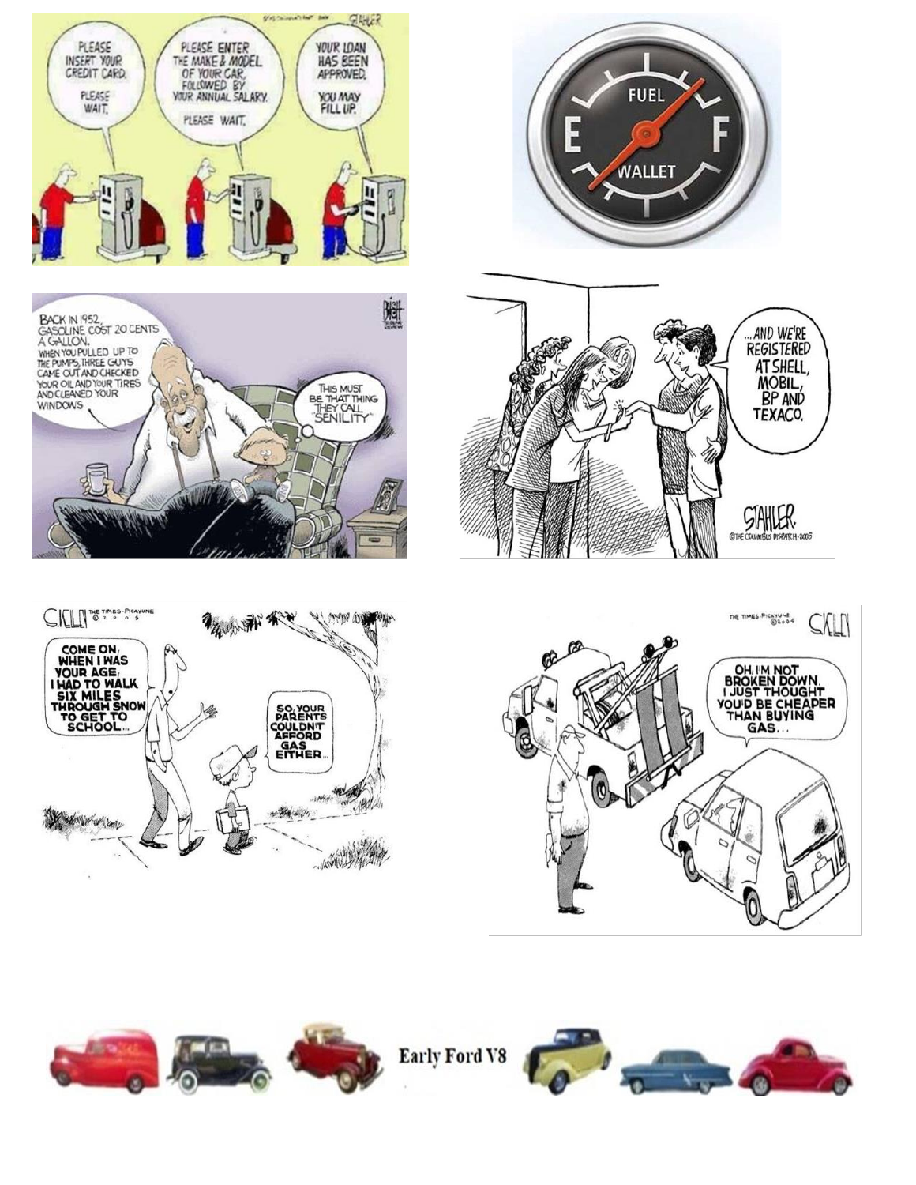PLEASE INSERT YOUR CREDIT CARD.

PLEASE WAIT.

PLEASE ENTER THE MAKE & MODEL OF YOUR CAR, FOLLOWED BY YOUR ANNUAL SALARY.

PLEASE WAIT.

YOUR LOAN HAS BEEN APPROVED.

YOU MAY FILL UP.

FUEL

E

F

WALLET

BACK IN 1952, GASOLINE COST 20 CENTS A GALLON. WHEN YOU PULLED UP TO THE PUMPS, THREE GUYS CAME OUT AND CHECKED YOUR OIL AND YOUR TIRES AND CLEANED YOUR WINDOWS

THIS MUST BE THAT THING THEY CALL "SENILITY"

...AND WE'RE REGISTERED AT SHELL, MOBIL, BP AND TEXACO.

STAHLER
© THE COLUMBUS DISPATCH - 2005

COME ON, WHEN I WAS YOUR AGE, I HAD TO WALK SIX MILES THROUGH SNOW TO GET TO SCHOOL...

SO, YOUR PARENTS COULDN'T AFFORD GAS EITHER...

OH, I'M NOT BROKEN DOWN. I JUST THOUGHT YOU'D BE CHEAPER THAN BUYING GAS...

Early Ford V8